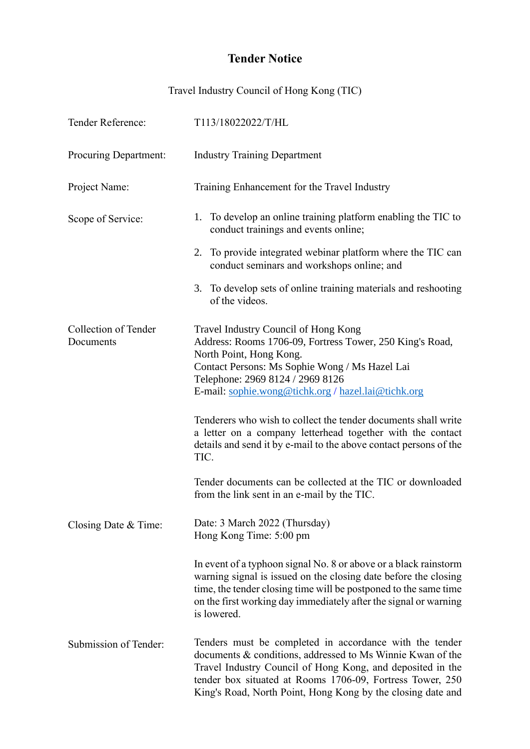# Tender Notice

Travel Industry Council of Hong Kong (TIC)

| | |
|---|---|
| Tender Reference: | T113/18022022/T/HL |
| Procuring Department: | Industry Training Department |
| Project Name: | Training Enhancement for the Travel Industry |
| Scope of Service: | 1. To develop an online training platform enabling the TIC to conduct trainings and events online;<br><br>2. To provide integrated webinar platform where the TIC can conduct seminars and workshops online; and<br><br>3. To develop sets of online training materials and reshooting of the videos. |
| Collection of Tender Documents | Travel Industry Council of Hong Kong<br>Address: Rooms 1706-09, Fortress Tower, 250 King's Road, North Point, Hong Kong.<br>Contact Persons: Ms Sophie Wong / Ms Hazel Lai<br>Telephone: 2969 8124 / 2969 8126<br>E-mail: sophie.wong@tichk.org / hazel.lai@tichk.org<br><br>Tenderers who wish to collect the tender documents shall write a letter on a company letterhead together with the contact details and send it by e-mail to the above contact persons of the TIC.<br><br>Tender documents can be collected at the TIC or downloaded from the link sent in an e-mail by the TIC. |
| Closing Date & Time: | Date: 3 March 2022 (Thursday)<br>Hong Kong Time: 5:00 pm<br><br>In event of a typhoon signal No. 8 or above or a black rainstorm warning signal is issued on the closing date before the closing time, the tender closing time will be postponed to the same time on the first working day immediately after the signal or warning is lowered. |
| Submission of Tender: | Tenders must be completed in accordance with the tender documents & conditions, addressed to Ms Winnie Kwan of the Travel Industry Council of Hong Kong, and deposited in the tender box situated at Rooms 1706-09, Fortress Tower, 250 King's Road, North Point, Hong Kong by the closing date and |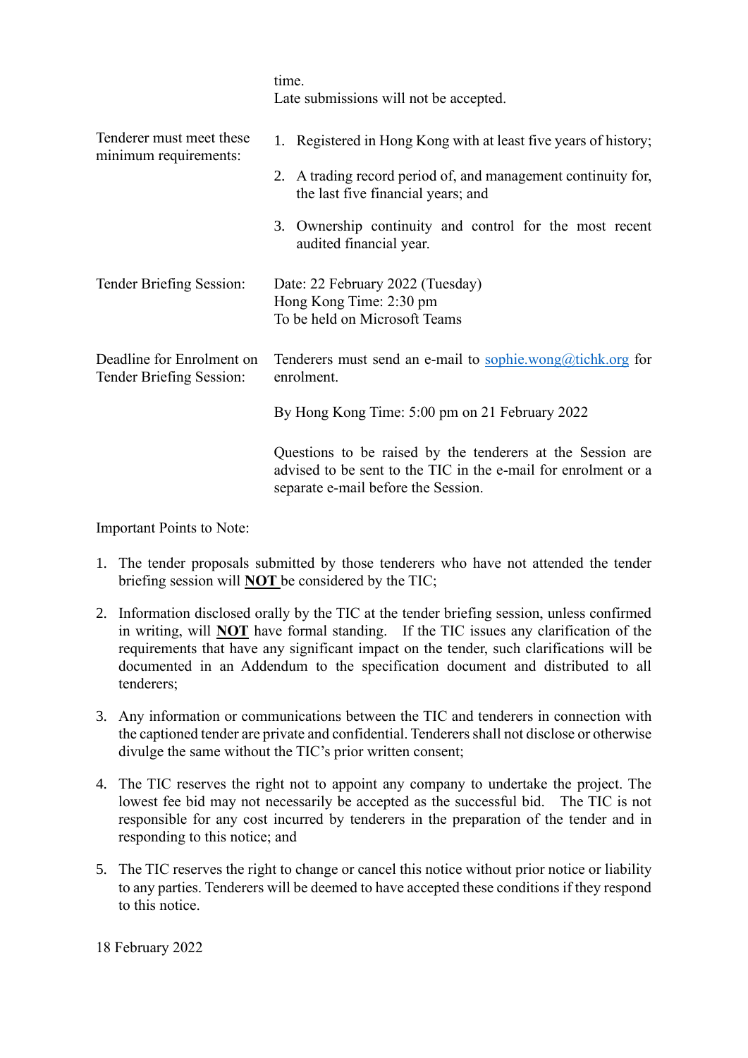| | |
|---|---|
| | time.<br>Late submissions will not be accepted. |
| Tenderer must meet these minimum requirements: | 1. Registered in Hong Kong with at least five years of history;<br>2. A trading record period of, and management continuity for, the last five financial years; and<br>3. Ownership continuity and control for the most recent audited financial year. |
| Tender Briefing Session: | Date: 22 February 2022 (Tuesday)<br>Hong Kong Time: 2:30 pm<br>To be held on Microsoft Teams |
| Deadline for Enrolment on Tender Briefing Session: | Tenderers must send an e-mail to sophie.wong@tichk.org for enrolment.<br>By Hong Kong Time: 5:00 pm on 21 February 2022<br>Questions to be raised by the tenderers at the Session are advised to be sent to the TIC in the e-mail for enrolment or a separate e-mail before the Session. |

Important Points to Note:

1. The tender proposals submitted by those tenderers who have not attended the tender briefing session will **NOT** be considered by the TIC;
2. Information disclosed orally by the TIC at the tender briefing session, unless confirmed in writing, will **NOT** have formal standing. If the TIC issues any clarification of the requirements that have any significant impact on the tender, such clarifications will be documented in an Addendum to the specification document and distributed to all tenderers;
3. Any information or communications between the TIC and tenderers in connection with the captioned tender are private and confidential. Tenderers shall not disclose or otherwise divulge the same without the TIC's prior written consent;
4. The TIC reserves the right not to appoint any company to undertake the project. The lowest fee bid may not necessarily be accepted as the successful bid. The TIC is not responsible for any cost incurred by tenderers in the preparation of the tender and in responding to this notice; and
5. The TIC reserves the right to change or cancel this notice without prior notice or liability to any parties. Tenderers will be deemed to have accepted these conditions if they respond to this notice.

18 February 2022